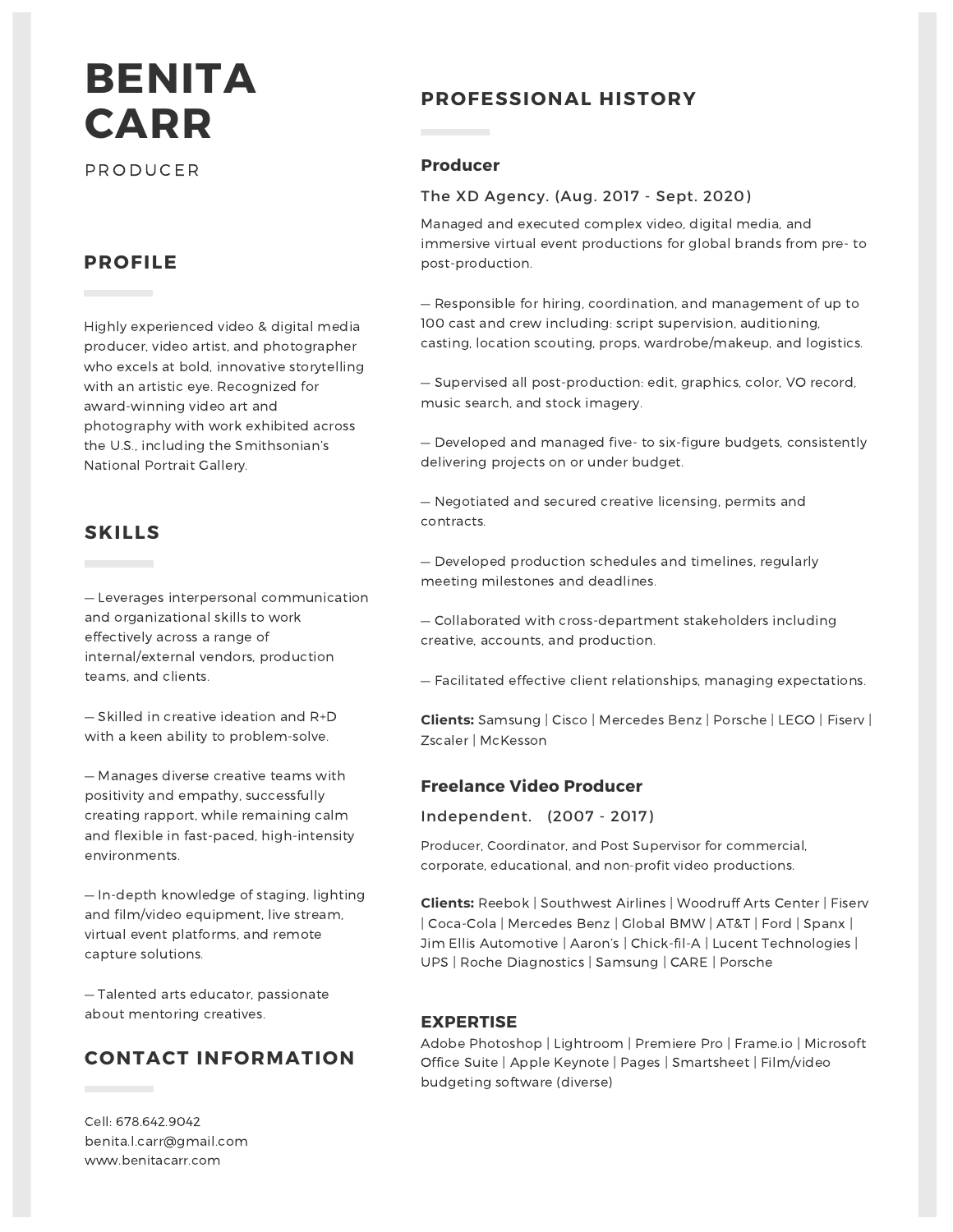# BENITA CARR

PRODUCER

## PROFILE

Highly experienced video & digital media producer, video artist, and photographer who excels at bold, innovative storytelling with an artistic eye. Recognized for award-winning video art and photography with work exhibited across the U.S., including the Smithsonian's National Portrait Gallery.

## SKILLS

— Leverages interpersonal communication and organizational skills to work effectively across a range of internal/external vendors, production teams, and clients.

— Skilled in creative ideation and R+D with a keen ability to problem-solve.

— Manages diverse creative teams with positivity and empathy, successfully creating rapport, while remaining calm and flexible in fast-paced, high-intensity environments.

— In-depth knowledge of staging, lighting and film/video equipment, live stream, virtual event platforms, and remote capture solutions.

— Talented arts educator, passionate about mentoring creatives.

## CONTACT INFORMATION

Cell: 678.642.9042
benita.l.carr@gmail.com
www.benitacarr.com

## PROFESSIONAL HISTORY

### Producer

The XD Agency. (Aug. 2017 - Sept. 2020)

Managed and executed complex video, digital media, and immersive virtual event productions for global brands from pre- to post-production.

— Responsible for hiring, coordination, and management of up to 100 cast and crew including: script supervision, auditioning, casting, location scouting, props, wardrobe/makeup, and logistics.

— Supervised all post-production: edit, graphics, color, VO record, music search, and stock imagery.

— Developed and managed five- to six-figure budgets, consistently delivering projects on or under budget.

— Negotiated and secured creative licensing, permits and contracts.

— Developed production schedules and timelines, regularly meeting milestones and deadlines.

— Collaborated with cross-department stakeholders including creative, accounts, and production.

— Facilitated effective client relationships, managing expectations.

**Clients:** Samsung | Cisco | Mercedes Benz | Porsche | LEGO | Fiserv | Zscaler | McKesson

### Freelance Video Producer

Independent. (2007 - 2017)

Producer, Coordinator, and Post Supervisor for commercial, corporate, educational, and non-profit video productions.

**Clients:** Reebok | Southwest Airlines | Woodruff Arts Center | Fiserv | Coca-Cola | Mercedes Benz | Global BMW | AT&T | Ford | Spanx | Jim Ellis Automotive | Aaron's | Chick-fil-A | Lucent Technologies | UPS | Roche Diagnostics | Samsung | CARE | Porsche

### EXPERTISE

Adobe Photoshop | Lightroom | Premiere Pro | Frame.io | Microsoft Office Suite | Apple Keynote | Pages | Smartsheet | Film/video budgeting software (diverse)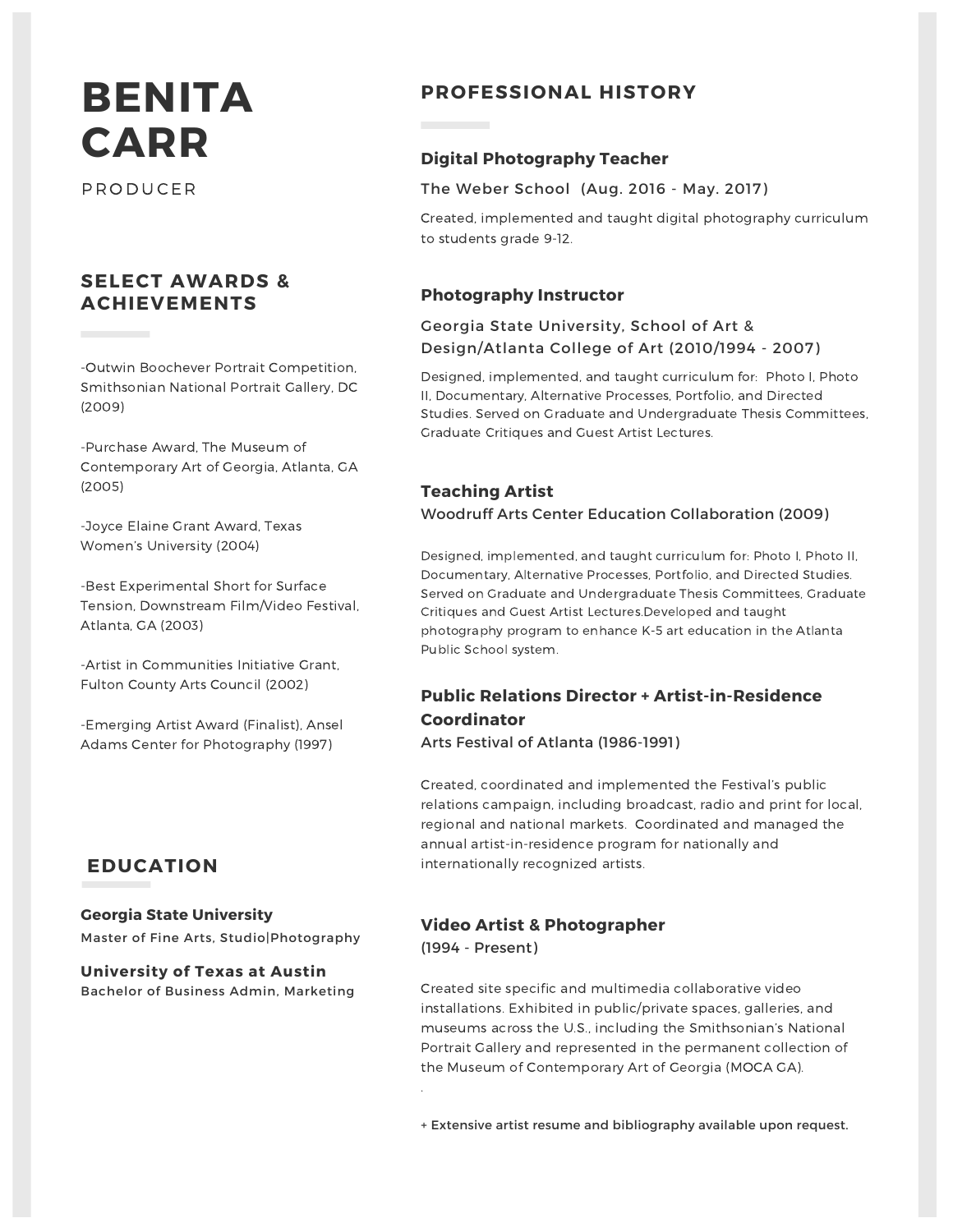# BENITA CARR

PRODUCER

## SELECT AWARDS & ACHIEVEMENTS

-Outwin Boochever Portrait Competition, Smithsonian National Portrait Gallery, DC (2009)

-Purchase Award, The Museum of Contemporary Art of Georgia, Atlanta, GA (2005)

-Joyce Elaine Grant Award, Texas Women's University (2004)

-Best Experimental Short for Surface Tension, Downstream Film/Video Festival, Atlanta, GA (2003)

-Artist in Communities Initiative Grant, Fulton County Arts Council (2002)

-Emerging Artist Award (Finalist), Ansel Adams Center for Photography (1997)

## EDUCATION

**Georgia State University**
Master of Fine Arts, Studio|Photography

**University of Texas at Austin**
Bachelor of Business Admin, Marketing

## PROFESSIONAL HISTORY

### Digital Photography Teacher

The Weber School (Aug. 2016 - May. 2017)

Created, implemented and taught digital photography curriculum to students grade 9-12.

### Photography Instructor

Georgia State University, School of Art & Design/Atlanta College of Art (2010/1994 - 2007)

Designed, implemented, and taught curriculum for: Photo I, Photo II, Documentary, Alternative Processes, Portfolio, and Directed Studies. Served on Graduate and Undergraduate Thesis Committees, Graduate Critiques and Guest Artist Lectures.

### Teaching Artist

Woodruff Arts Center Education Collaboration (2009)

Designed, implemented, and taught curriculum for: Photo I, Photo II, Documentary, Alternative Processes, Portfolio, and Directed Studies. Served on Graduate and Undergraduate Thesis Committees, Graduate Critiques and Guest Artist Lectures.Developed and taught photography program to enhance K-5 art education in the Atlanta Public School system.

### Public Relations Director + Artist-in-Residence Coordinator

Arts Festival of Atlanta (1986-1991)

Created, coordinated and implemented the Festival's public relations campaign, including broadcast, radio and print for local, regional and national markets. Coordinated and managed the annual artist-in-residence program for nationally and internationally recognized artists.

### Video Artist & Photographer

(1994 - Present)

Created site specific and multimedia collaborative video installations. Exhibited in public/private spaces, galleries, and museums across the U.S., including the Smithsonian's National Portrait Gallery and represented in the permanent collection of the Museum of Contemporary Art of Georgia (MOCA GA).

+ Extensive artist resume and bibliography available upon request.